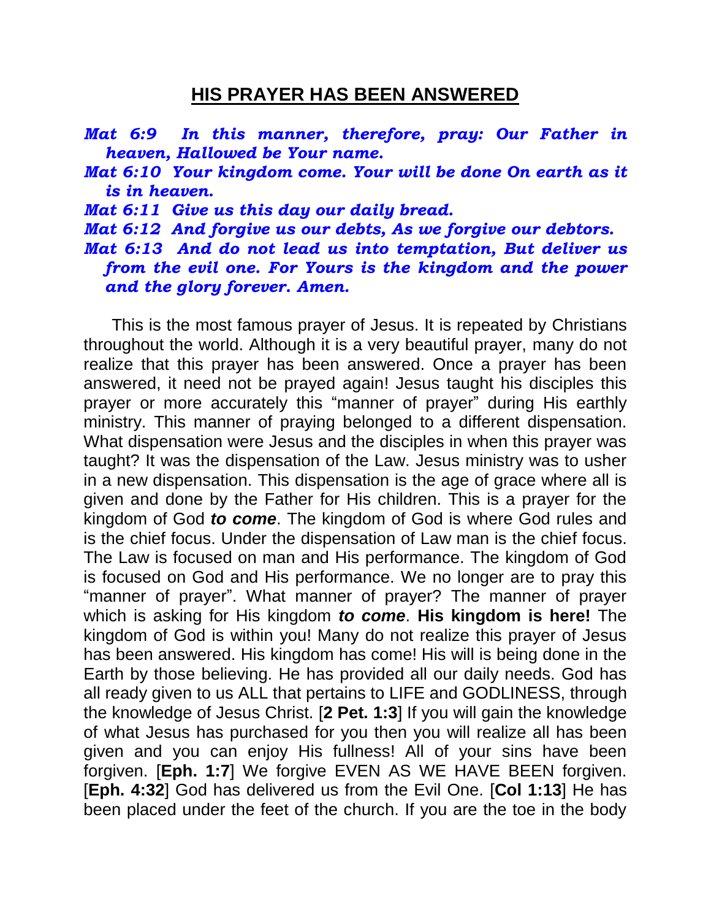# HIS PRAYER HAS BEEN ANSWERED

***Mat 6:9 In this manner, therefore, pray: Our Father in heaven, Hallowed be Your name.***
***Mat 6:10 Your kingdom come. Your will be done On earth as it is in heaven.***
***Mat 6:11 Give us this day our daily bread.***
***Mat 6:12 And forgive us our debts, As we forgive our debtors.***
***Mat 6:13 And do not lead us into temptation, But deliver us from the evil one. For Yours is the kingdom and the power and the glory forever. Amen.***

This is the most famous prayer of Jesus. It is repeated by Christians throughout the world. Although it is a very beautiful prayer, many do not realize that this prayer has been answered. Once a prayer has been answered, it need not be prayed again! Jesus taught his disciples this prayer or more accurately this "manner of prayer" during His earthly ministry. This manner of praying belonged to a different dispensation. What dispensation were Jesus and the disciples in when this prayer was taught? It was the dispensation of the Law. Jesus ministry was to usher in a new dispensation. This dispensation is the age of grace where all is given and done by the Father for His children. This is a prayer for the kingdom of God ***to come***. The kingdom of God is where God rules and is the chief focus. Under the dispensation of Law man is the chief focus. The Law is focused on man and His performance. The kingdom of God is focused on God and His performance. We no longer are to pray this "manner of prayer". What manner of prayer? The manner of prayer which is asking for His kingdom ***to come***. **His kingdom is here!** The kingdom of God is within you! Many do not realize this prayer of Jesus has been answered. His kingdom has come! His will is being done in the Earth by those believing. He has provided all our daily needs. God has all ready given to us ALL that pertains to LIFE and GODLINESS, through the knowledge of Jesus Christ. [**2 Pet. 1:3**] If you will gain the knowledge of what Jesus has purchased for you then you will realize all has been given and you can enjoy His fullness! All of your sins have been forgiven. [**Eph. 1:7**] We forgive EVEN AS WE HAVE BEEN forgiven. [**Eph. 4:32**] God has delivered us from the Evil One. [**Col 1:13**] He has been placed under the feet of the church. If you are the toe in the body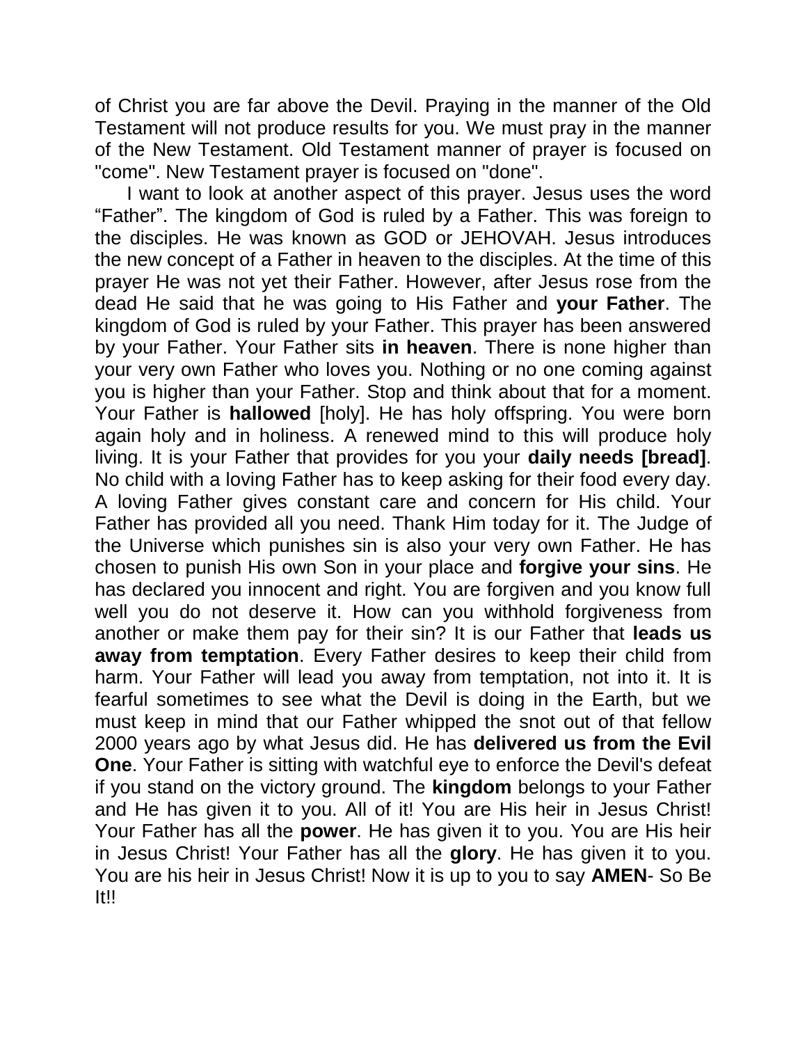of Christ you are far above the Devil. Praying in the manner of the Old Testament will not produce results for you. We must pray in the manner of the New Testament. Old Testament manner of prayer is focused on "come". New Testament prayer is focused on "done".

I want to look at another aspect of this prayer. Jesus uses the word “Father”. The kingdom of God is ruled by a Father. This was foreign to the disciples. He was known as GOD or JEHOVAH. Jesus introduces the new concept of a Father in heaven to the disciples. At the time of this prayer He was not yet their Father. However, after Jesus rose from the dead He said that he was going to His Father and **your Father**. The kingdom of God is ruled by your Father. This prayer has been answered by your Father. Your Father sits **in heaven**. There is none higher than your very own Father who loves you. Nothing or no one coming against you is higher than your Father. Stop and think about that for a moment. Your Father is **hallowed** [holy]. He has holy offspring. You were born again holy and in holiness. A renewed mind to this will produce holy living. It is your Father that provides for you your **daily needs [bread]**. No child with a loving Father has to keep asking for their food every day. A loving Father gives constant care and concern for His child. Your Father has provided all you need. Thank Him today for it. The Judge of the Universe which punishes sin is also your very own Father. He has chosen to punish His own Son in your place and **forgive your sins**. He has declared you innocent and right. You are forgiven and you know full well you do not deserve it. How can you withhold forgiveness from another or make them pay for their sin? It is our Father that **leads us away from temptation**. Every Father desires to keep their child from harm. Your Father will lead you away from temptation, not into it. It is fearful sometimes to see what the Devil is doing in the Earth, but we must keep in mind that our Father whipped the snot out of that fellow 2000 years ago by what Jesus did. He has **delivered us from the Evil One**. Your Father is sitting with watchful eye to enforce the Devil's defeat if you stand on the victory ground. The **kingdom** belongs to your Father and He has given it to you. All of it! You are His heir in Jesus Christ! Your Father has all the **power**. He has given it to you. You are His heir in Jesus Christ! Your Father has all the **glory**. He has given it to you. You are his heir in Jesus Christ! Now it is up to you to say **AMEN**- So Be It!!